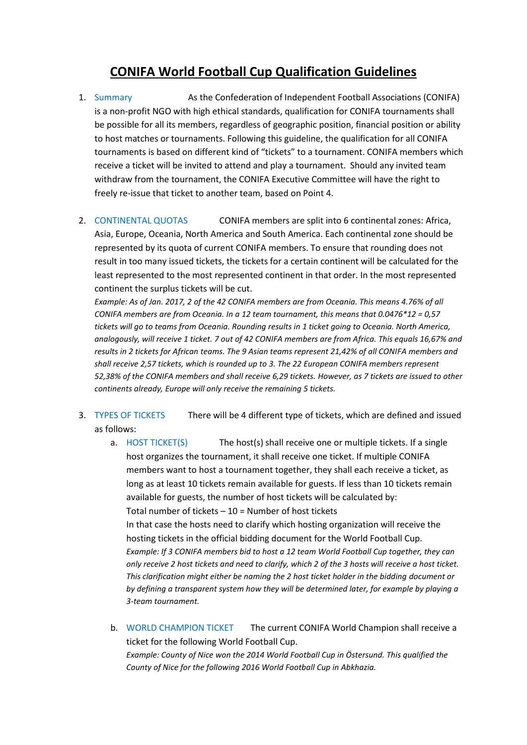# CONIFA World Football Cup Qualification Guidelines

1. Summary As the Confederation of Independent Football Associations (CONIFA) is a non-profit NGO with high ethical standards, qualification for CONIFA tournaments shall be possible for all its members, regardless of geographic position, financial position or ability to host matches or tournaments. Following this guideline, the qualification for all CONIFA tournaments is based on different kind of "tickets" to a tournament. CONIFA members which receive a ticket will be invited to attend and play a tournament. Should any invited team withdraw from the tournament, the CONIFA Executive Committee will have the right to freely re-issue that ticket to another team, based on Point 4.

2. CONTINENTAL QUOTAS CONIFA members are split into 6 continental zones: Africa, Asia, Europe, Oceania, North America and South America. Each continental zone should be represented by its quota of current CONIFA members. To ensure that rounding does not result in too many issued tickets, the tickets for a certain continent will be calculated for the least represented to the most represented continent in that order. In the most represented continent the surplus tickets will be cut.
   *Example: As of Jan. 2017, 2 of the 42 CONIFA members are from Oceania. This means 4.76% of all CONIFA members are from Oceania. In a 12 team tournament, this means that 0.0476*12 = 0,57 tickets will go to teams from Oceania. Rounding results in 1 ticket going to Oceania. North America, analogously, will receive 1 ticket. 7 out of 42 CONIFA members are from Africa. This equals 16,67% and results in 2 tickets for African teams. The 9 Asian teams represent 21,42% of all CONIFA members and shall receive 2,57 tickets, which is rounded up to 3. The 22 European CONIFA members represent 52,38% of the CONIFA members and shall receive 6,29 tickets. However, as 7 tickets are issued to other continents already, Europe will only receive the remaining 5 tickets.*

3. TYPES OF TICKETS There will be 4 different type of tickets, which are defined and issued as follows:
   a. HOST TICKET(S) The host(s) shall receive one or multiple tickets. If a single host organizes the tournament, it shall receive one ticket. If multiple CONIFA members want to host a tournament together, they shall each receive a ticket, as long as at least 10 tickets remain available for guests. If less than 10 tickets remain available for guests, the number of host tickets will be calculated by:
      Total number of tickets – 10 = Number of host tickets
      In that case the hosts need to clarify which hosting organization will receive the hosting tickets in the official bidding document for the World Football Cup.
      *Example: If 3 CONIFA members bid to host a 12 team World Football Cup together, they can only receive 2 host tickets and need to clarify, which 2 of the 3 hosts will receive a host ticket. This clarification might either be naming the 2 host ticket holder in the bidding document or by defining a transparent system how they will be determined later, for example by playing a 3-team tournament.*

   b. WORLD CHAMPION TICKET The current CONIFA World Champion shall receive a ticket for the following World Football Cup.
      *Example: County of Nice won the 2014 World Football Cup in Östersund. This qualified the County of Nice for the following 2016 World Football Cup in Abkhazia.*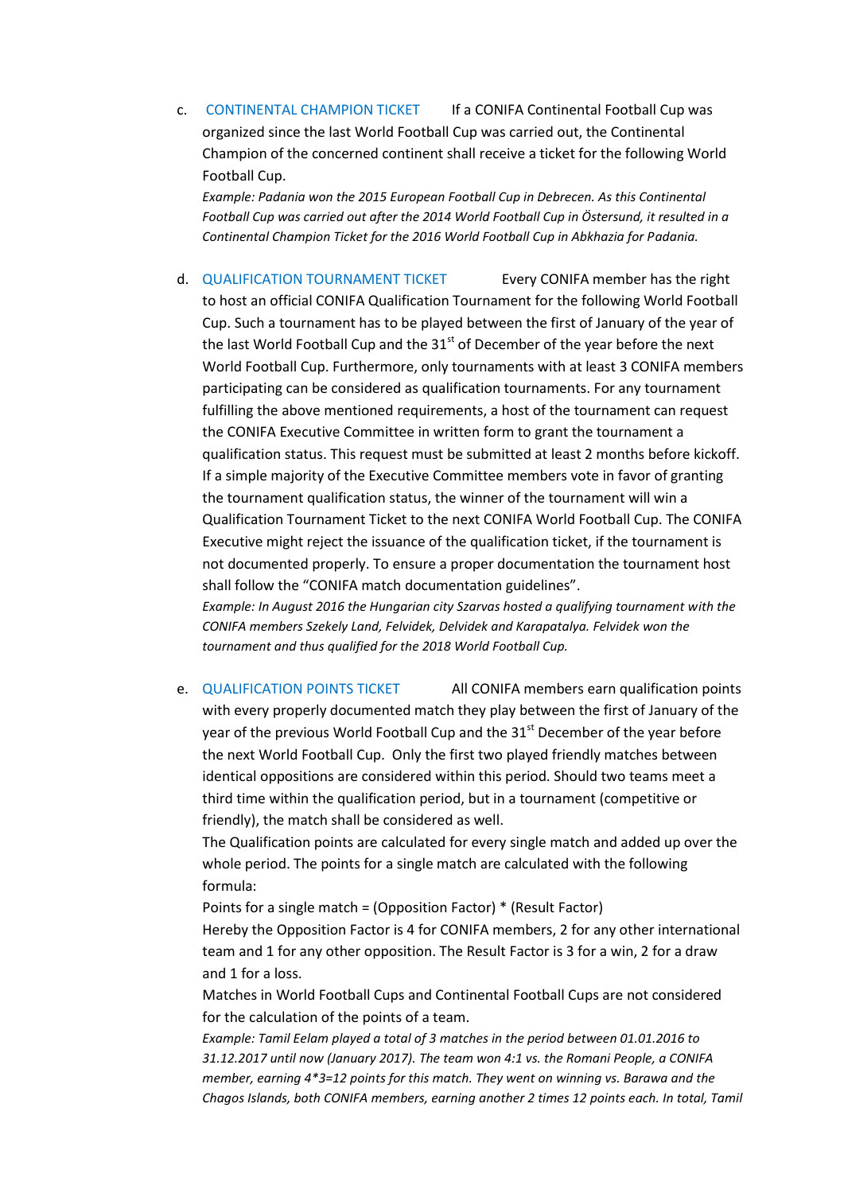c. CONTINENTAL CHAMPION TICKET  If a CONIFA Continental Football Cup was organized since the last World Football Cup was carried out, the Continental Champion of the concerned continent shall receive a ticket for the following World Football Cup.

   *Example: Padania won the 2015 European Football Cup in Debrecen. As this Continental Football Cup was carried out after the 2014 World Football Cup in Östersund, it resulted in a Continental Champion Ticket for the 2016 World Football Cup in Abkhazia for Padania.*

d. QUALIFICATION TOURNAMENT TICKET  Every CONIFA member has the right to host an official CONIFA Qualification Tournament for the following World Football Cup. Such a tournament has to be played between the first of January of the year of the last World Football Cup and the 31st of December of the year before the next World Football Cup. Furthermore, only tournaments with at least 3 CONIFA members participating can be considered as qualification tournaments. For any tournament fulfilling the above mentioned requirements, a host of the tournament can request the CONIFA Executive Committee in written form to grant the tournament a qualification status. This request must be submitted at least 2 months before kickoff. If a simple majority of the Executive Committee members vote in favor of granting the tournament qualification status, the winner of the tournament will win a Qualification Tournament Ticket to the next CONIFA World Football Cup. The CONIFA Executive might reject the issuance of the qualification ticket, if the tournament is not documented properly. To ensure a proper documentation the tournament host shall follow the "CONIFA match documentation guidelines".

   *Example: In August 2016 the Hungarian city Szarvas hosted a qualifying tournament with the CONIFA members Szekely Land, Felvidek, Delvidek and Karapatalya. Felvidek won the tournament and thus qualified for the 2018 World Football Cup.*

e. QUALIFICATION POINTS TICKET  All CONIFA members earn qualification points with every properly documented match they play between the first of January of the year of the previous World Football Cup and the 31st December of the year before the next World Football Cup. Only the first two played friendly matches between identical oppositions are considered within this period. Should two teams meet a third time within the qualification period, but in a tournament (competitive or friendly), the match shall be considered as well.

   The Qualification points are calculated for every single match and added up over the whole period. The points for a single match are calculated with the following formula:

   Points for a single match = (Opposition Factor) * (Result Factor)

   Hereby the Opposition Factor is 4 for CONIFA members, 2 for any other international team and 1 for any other opposition. The Result Factor is 3 for a win, 2 for a draw and 1 for a loss.

   Matches in World Football Cups and Continental Football Cups are not considered for the calculation of the points of a team.

   *Example: Tamil Eelam played a total of 3 matches in the period between 01.01.2016 to 31.12.2017 until now (January 2017). The team won 4:1 vs. the Romani People, a CONIFA member, earning 4*3=12 points for this match. They went on winning vs. Barawa and the Chagos Islands, both CONIFA members, earning another 2 times 12 points each. In total, Tamil*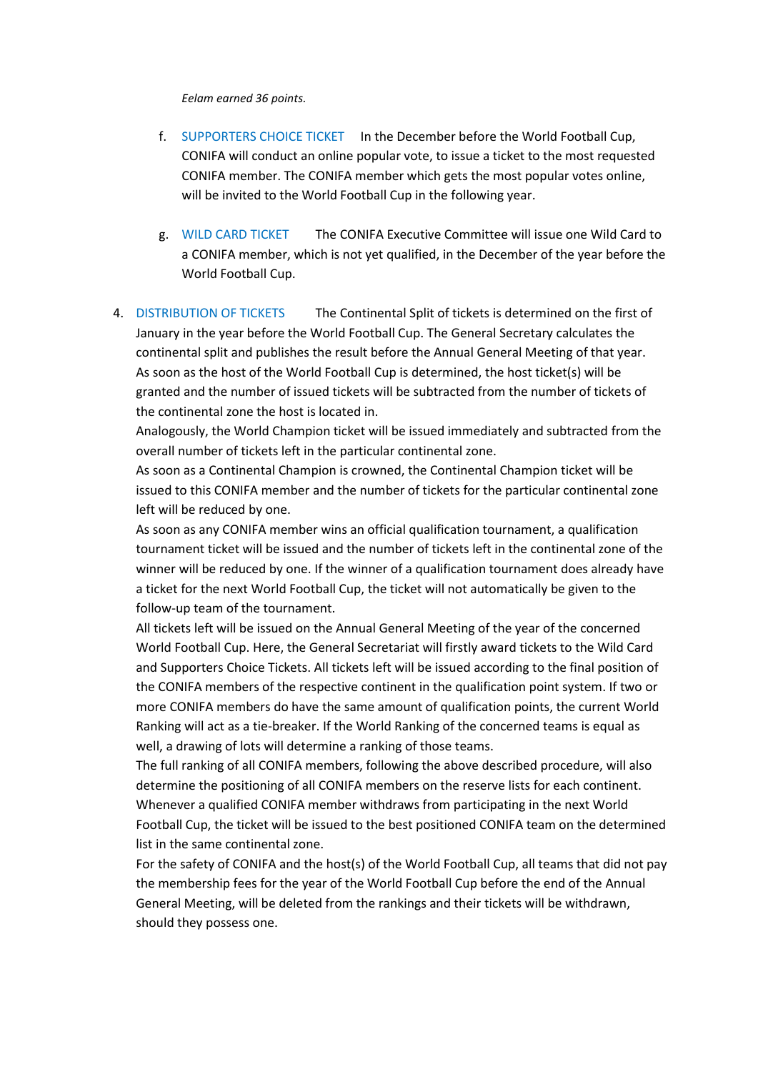*Eelam earned 36 points.*

f. SUPPORTERS CHOICE TICKET In the December before the World Football Cup, CONIFA will conduct an online popular vote, to issue a ticket to the most requested CONIFA member. The CONIFA member which gets the most popular votes online, will be invited to the World Football Cup in the following year.

g. WILD CARD TICKET The CONIFA Executive Committee will issue one Wild Card to a CONIFA member, which is not yet qualified, in the December of the year before the World Football Cup.

4. DISTRIBUTION OF TICKETS The Continental Split of tickets is determined on the first of January in the year before the World Football Cup. The General Secretary calculates the continental split and publishes the result before the Annual General Meeting of that year. As soon as the host of the World Football Cup is determined, the host ticket(s) will be granted and the number of issued tickets will be subtracted from the number of tickets of the continental zone the host is located in.
   Analogously, the World Champion ticket will be issued immediately and subtracted from the overall number of tickets left in the particular continental zone.
   As soon as a Continental Champion is crowned, the Continental Champion ticket will be issued to this CONIFA member and the number of tickets for the particular continental zone left will be reduced by one.
   As soon as any CONIFA member wins an official qualification tournament, a qualification tournament ticket will be issued and the number of tickets left in the continental zone of the winner will be reduced by one. If the winner of a qualification tournament does already have a ticket for the next World Football Cup, the ticket will not automatically be given to the follow-up team of the tournament.
   All tickets left will be issued on the Annual General Meeting of the year of the concerned World Football Cup. Here, the General Secretariat will firstly award tickets to the Wild Card and Supporters Choice Tickets. All tickets left will be issued according to the final position of the CONIFA members of the respective continent in the qualification point system. If two or more CONIFA members do have the same amount of qualification points, the current World Ranking will act as a tie-breaker. If the World Ranking of the concerned teams is equal as well, a drawing of lots will determine a ranking of those teams.
   The full ranking of all CONIFA members, following the above described procedure, will also determine the positioning of all CONIFA members on the reserve lists for each continent. Whenever a qualified CONIFA member withdraws from participating in the next World Football Cup, the ticket will be issued to the best positioned CONIFA team on the determined list in the same continental zone.
   For the safety of CONIFA and the host(s) of the World Football Cup, all teams that did not pay the membership fees for the year of the World Football Cup before the end of the Annual General Meeting, will be deleted from the rankings and their tickets will be withdrawn, should they possess one.